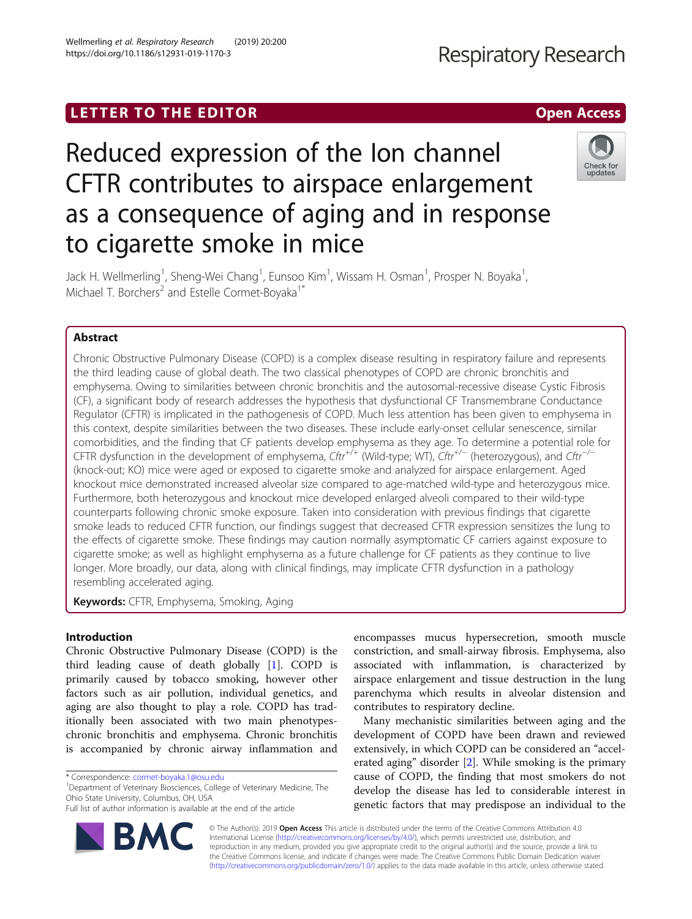LETTER TO THE EDITOR · Open Access

# Reduced expression of the Ion channel CFTR contributes to airspace enlargement as a consequence of aging and in response to cigarette smoke in mice

Jack H. Wellmerling[1], Sheng-Wei Chang[1], Eunsoo Kim[1], Wissam H. Osman[1], Prosper N. Boyaka[1], Michael T. Borchers[2] and Estelle Cormet-Boyaka[1*]

## Abstract

Chronic Obstructive Pulmonary Disease (COPD) is a complex disease resulting in respiratory failure and represents the third leading cause of global death. The two classical phenotypes of COPD are chronic bronchitis and emphysema. Owing to similarities between chronic bronchitis and the autosomal-recessive disease Cystic Fibrosis (CF), a significant body of research addresses the hypothesis that dysfunctional CF Transmembrane Conductance Regulator (CFTR) is implicated in the pathogenesis of COPD. Much less attention has been given to emphysema in this context, despite similarities between the two diseases. These include early-onset cellular senescence, similar comorbidities, and the finding that CF patients develop emphysema as they age. To determine a potential role for CFTR dysfunction in the development of emphysema, *Cftr*$^{+/+}$ (Wild-type; WT), *Cftr*$^{+/-}$ (heterozygous), and *Cftr*$^{-/-}$ (knock-out; KO) mice were aged or exposed to cigarette smoke and analyzed for airspace enlargement. Aged knockout mice demonstrated increased alveolar size compared to age-matched wild-type and heterozygous mice. Furthermore, both heterozygous and knockout mice developed enlarged alveoli compared to their wild-type counterparts following chronic smoke exposure. Taken into consideration with previous findings that cigarette smoke leads to reduced CFTR function, our findings suggest that decreased CFTR expression sensitizes the lung to the effects of cigarette smoke. These findings may caution normally asymptomatic CF carriers against exposure to cigarette smoke; as well as highlight emphysema as a future challenge for CF patients as they continue to live longer. More broadly, our data, along with clinical findings, may implicate CFTR dysfunction in a pathology resembling accelerated aging.

**Keywords:** CFTR, Emphysema, Smoking, Aging

## Introduction

Chronic Obstructive Pulmonary Disease (COPD) is the third leading cause of death globally [1]. COPD is primarily caused by tobacco smoking, however other factors such as air pollution, individual genetics, and aging are also thought to play a role. COPD has traditionally been associated with two main phenotypes-chronic bronchitis and emphysema. Chronic bronchitis is accompanied by chronic airway inflammation and encompasses mucus hypersecretion, smooth muscle constriction, and small-airway fibrosis. Emphysema, also associated with inflammation, is characterized by airspace enlargement and tissue destruction in the lung parenchyma which results in alveolar distension and contributes to respiratory decline.

Many mechanistic similarities between aging and the development of COPD have been drawn and reviewed extensively, in which COPD can be considered an "accelerated aging" disorder [2]. While smoking is the primary cause of COPD, the finding that most smokers do not develop the disease has led to considerable interest in genetic factors that may predispose an individual to the

\* Correspondence: cormet-boyaka.1@osu.edu

[1]Department of Veterinary Biosciences, College of Veterinary Medicine, The Ohio State University, Columbus, OH, USA

Full list of author information is available at the end of the article

© The Author(s). 2019 **Open Access** This article is distributed under the terms of the Creative Commons Attribution 4.0 International License (http://creativecommons.org/licenses/by/4.0/), which permits unrestricted use, distribution, and reproduction in any medium, provided you give appropriate credit to the original author(s) and the source, provide a link to the Creative Commons license, and indicate if changes were made. The Creative Commons Public Domain Dedication waiver (http://creativecommons.org/publicdomain/zero/1.0/) applies to the data made available in this article, unless otherwise stated.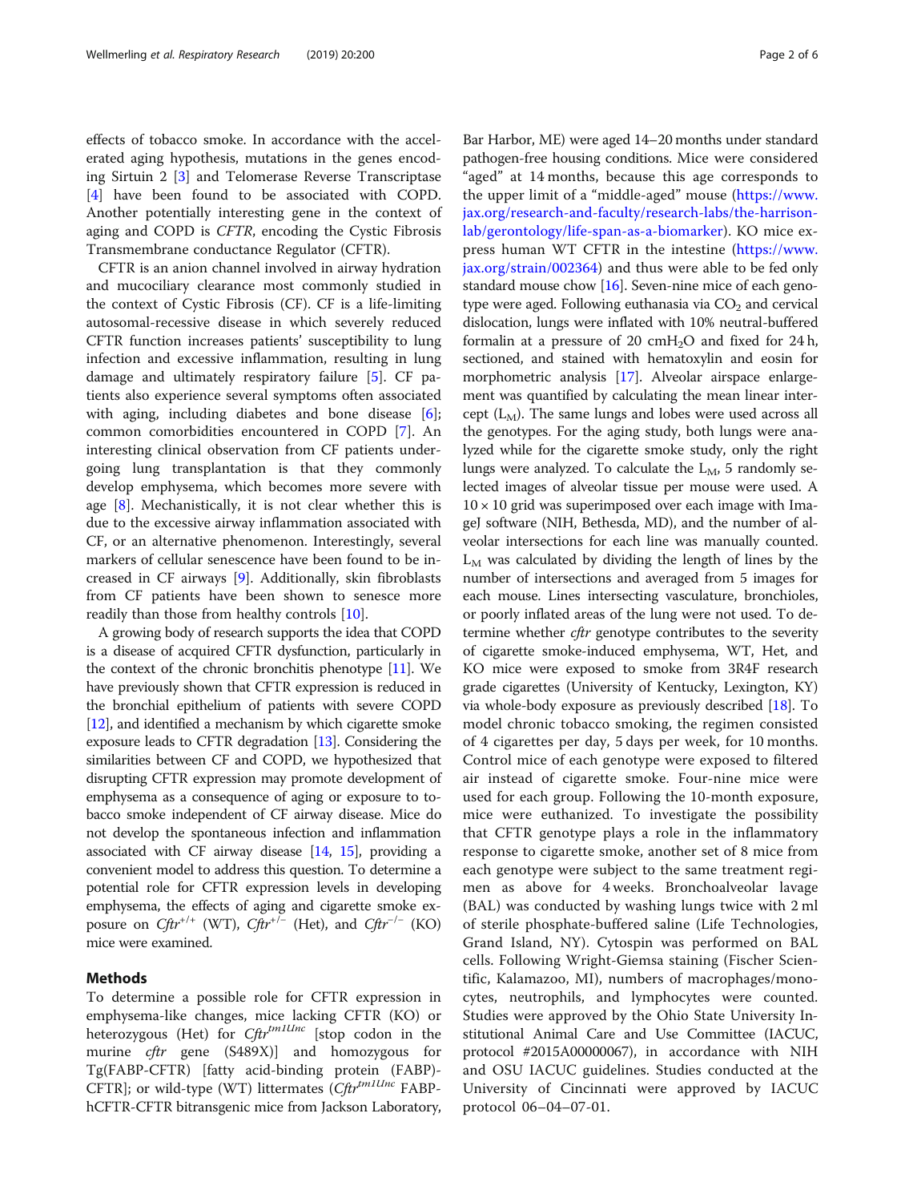effects of tobacco smoke. In accordance with the accelerated aging hypothesis, mutations in the genes encoding Sirtuin 2 [3] and Telomerase Reverse Transcriptase [4] have been found to be associated with COPD. Another potentially interesting gene in the context of aging and COPD is *CFTR*, encoding the Cystic Fibrosis Transmembrane conductance Regulator (CFTR).

CFTR is an anion channel involved in airway hydration and mucociliary clearance most commonly studied in the context of Cystic Fibrosis (CF). CF is a life-limiting autosomal-recessive disease in which severely reduced CFTR function increases patients' susceptibility to lung infection and excessive inflammation, resulting in lung damage and ultimately respiratory failure [5]. CF patients also experience several symptoms often associated with aging, including diabetes and bone disease [6]; common comorbidities encountered in COPD [7]. An interesting clinical observation from CF patients undergoing lung transplantation is that they commonly develop emphysema, which becomes more severe with age [8]. Mechanistically, it is not clear whether this is due to the excessive airway inflammation associated with CF, or an alternative phenomenon. Interestingly, several markers of cellular senescence have been found to be increased in CF airways [9]. Additionally, skin fibroblasts from CF patients have been shown to senesce more readily than those from healthy controls [10].

A growing body of research supports the idea that COPD is a disease of acquired CFTR dysfunction, particularly in the context of the chronic bronchitis phenotype [11]. We have previously shown that CFTR expression is reduced in the bronchial epithelium of patients with severe COPD [12], and identified a mechanism by which cigarette smoke exposure leads to CFTR degradation [13]. Considering the similarities between CF and COPD, we hypothesized that disrupting CFTR expression may promote development of emphysema as a consequence of aging or exposure to tobacco smoke independent of CF airway disease. Mice do not develop the spontaneous infection and inflammation associated with CF airway disease [14, 15], providing a convenient model to address this question. To determine a potential role for CFTR expression levels in developing emphysema, the effects of aging and cigarette smoke exposure on $Cftr^{+/+}$ (WT), $Cftr^{+/-}$ (Het), and $Cftr^{-/-}$ (KO) mice were examined.

## Methods

To determine a possible role for CFTR expression in emphysema-like changes, mice lacking CFTR (KO) or heterozygous (Het) for $Cftr^{tm1Unc}$ [stop codon in the murine *cftr* gene (S489X)] and homozygous for Tg(FABP-CFTR) [fatty acid-binding protein (FABP)-CFTR]; or wild-type (WT) littermates ($Cftr^{tm1Unc}$ FABP-hCFTR-CFTR bitransgenic mice from Jackson Laboratory, Bar Harbor, ME) were aged 14–20 months under standard pathogen-free housing conditions. Mice were considered "aged" at 14 months, because this age corresponds to the upper limit of a "middle-aged" mouse (https://www.jax.org/research-and-faculty/research-labs/the-harrison-lab/gerontology/life-span-as-a-biomarker). KO mice express human WT CFTR in the intestine (https://www.jax.org/strain/002364) and thus were able to be fed only standard mouse chow [16]. Seven-nine mice of each genotype were aged. Following euthanasia via $CO_2$ and cervical dislocation, lungs were inflated with 10% neutral-buffered formalin at a pressure of 20 $cmH_2O$ and fixed for 24 h, sectioned, and stained with hematoxylin and eosin for morphometric analysis [17]. Alveolar airspace enlargement was quantified by calculating the mean linear intercept ($L_M$). The same lungs and lobes were used across all the genotypes. For the aging study, both lungs were analyzed while for the cigarette smoke study, only the right lungs were analyzed. To calculate the $L_M$, 5 randomly selected images of alveolar tissue per mouse were used. A $10 \times 10$ grid was superimposed over each image with ImageJ software (NIH, Bethesda, MD), and the number of alveolar intersections for each line was manually counted. $L_M$ was calculated by dividing the length of lines by the number of intersections and averaged from 5 images for each mouse. Lines intersecting vasculature, bronchioles, or poorly inflated areas of the lung were not used. To determine whether *cftr* genotype contributes to the severity of cigarette smoke-induced emphysema, WT, Het, and KO mice were exposed to smoke from 3R4F research grade cigarettes (University of Kentucky, Lexington, KY) via whole-body exposure as previously described [18]. To model chronic tobacco smoking, the regimen consisted of 4 cigarettes per day, 5 days per week, for 10 months. Control mice of each genotype were exposed to filtered air instead of cigarette smoke. Four-nine mice were used for each group. Following the 10-month exposure, mice were euthanized. To investigate the possibility that CFTR genotype plays a role in the inflammatory response to cigarette smoke, another set of 8 mice from each genotype were subject to the same treatment regimen as above for 4 weeks. Bronchoalveolar lavage (BAL) was conducted by washing lungs twice with 2 ml of sterile phosphate-buffered saline (Life Technologies, Grand Island, NY). Cytospin was performed on BAL cells. Following Wright-Giemsa staining (Fischer Scientific, Kalamazoo, MI), numbers of macrophages/monocytes, neutrophils, and lymphocytes were counted. Studies were approved by the Ohio State University Institutional Animal Care and Use Committee (IACUC, protocol #2015A00000067), in accordance with NIH and OSU IACUC guidelines. Studies conducted at the University of Cincinnati were approved by IACUC protocol 06–04–07-01.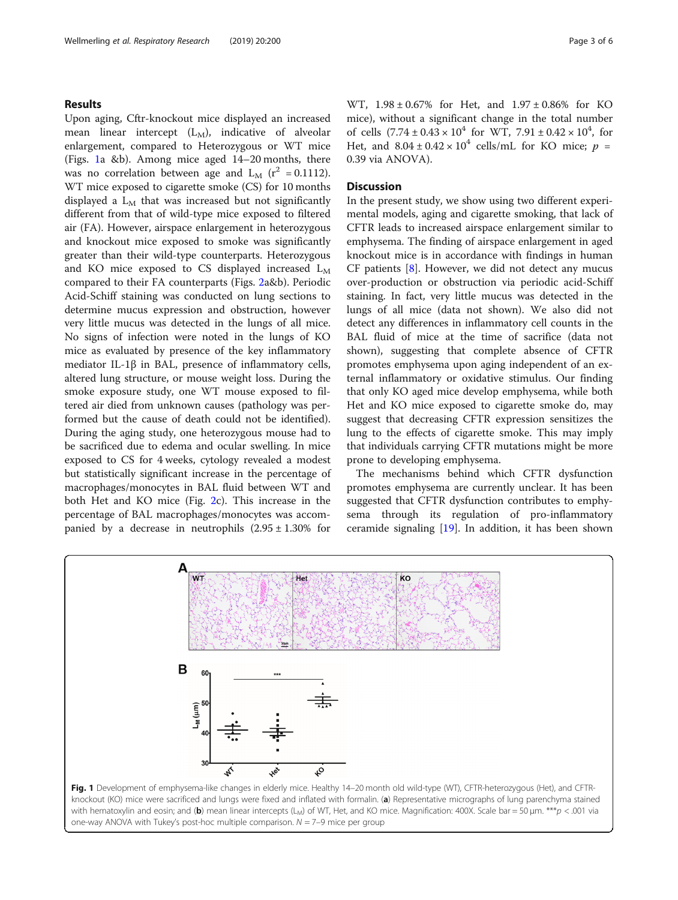## Results

Upon aging, Cftr-knockout mice displayed an increased mean linear intercept ($L_M$), indicative of alveolar enlargement, compared to Heterozygous or WT mice (Figs. 1a &b). Among mice aged 14–20 months, there was no correlation between age and $L_M$ ($r^2 = 0.1112$). WT mice exposed to cigarette smoke (CS) for 10 months displayed a $L_M$ that was increased but not significantly different from that of wild-type mice exposed to filtered air (FA). However, airspace enlargement in heterozygous and knockout mice exposed to smoke was significantly greater than their wild-type counterparts. Heterozygous and KO mice exposed to CS displayed increased $L_M$ compared to their FA counterparts (Figs. 2a&b). Periodic Acid-Schiff staining was conducted on lung sections to determine mucus expression and obstruction, however very little mucus was detected in the lungs of all mice. No signs of infection were noted in the lungs of KO mice as evaluated by presence of the key inflammatory mediator IL-1β in BAL, presence of inflammatory cells, altered lung structure, or mouse weight loss. During the smoke exposure study, one WT mouse exposed to filtered air died from unknown causes (pathology was performed but the cause of death could not be identified). During the aging study, one heterozygous mouse had to be sacrificed due to edema and ocular swelling. In mice exposed to CS for 4 weeks, cytology revealed a modest but statistically significant increase in the percentage of macrophages/monocytes in BAL fluid between WT and both Het and KO mice (Fig. 2c). This increase in the percentage of BAL macrophages/monocytes was accompanied by a decrease in neutrophils (2.95 ± 1.30% for WT, 1.98 ± 0.67% for Het, and 1.97 ± 0.86% for KO mice), without a significant change in the total number of cells ($7.74 \pm 0.43 \times 10^4$ for WT, $7.91 \pm 0.42 \times 10^4$, for Het, and $8.04 \pm 0.42 \times 10^4$ cells/mL for KO mice; $p = 0.39$ via ANOVA).

## Discussion

In the present study, we show using two different experimental models, aging and cigarette smoking, that lack of CFTR leads to increased airspace enlargement similar to emphysema. The finding of airspace enlargement in aged knockout mice is in accordance with findings in human CF patients [8]. However, we did not detect any mucus over-production or obstruction via periodic acid-Schiff staining. In fact, very little mucus was detected in the lungs of all mice (data not shown). We also did not detect any differences in inflammatory cell counts in the BAL fluid of mice at the time of sacrifice (data not shown), suggesting that complete absence of CFTR promotes emphysema upon aging independent of an external inflammatory or oxidative stimulus. Our finding that only KO aged mice develop emphysema, while both Het and KO mice exposed to cigarette smoke do, may suggest that decreasing CFTR expression sensitizes the lung to the effects of cigarette smoke. This may imply that individuals carrying CFTR mutations might be more prone to developing emphysema.

The mechanisms behind which CFTR dysfunction promotes emphysema are currently unclear. It has been suggested that CFTR dysfunction contributes to emphysema through its regulation of pro-inflammatory ceramide signaling [19]. In addition, it has been shown

**Fig. 1** Development of emphysema-like changes in elderly mice. Healthy 14–20 month old wild-type (WT), CFTR-heterozygous (Het), and CFTR-knockout (KO) mice were sacrificed and lungs were fixed and inflated with formalin. (**a**) Representative micrographs of lung parenchyma stained with hematoxylin and eosin; and (**b**) mean linear intercepts ($L_M$) of WT, Het, and KO mice. Magnification: 400X. Scale bar = 50 μm. ***$p < .001$ via one-way ANOVA with Tukey's post-hoc multiple comparison. $N = 7$–$9$ mice per group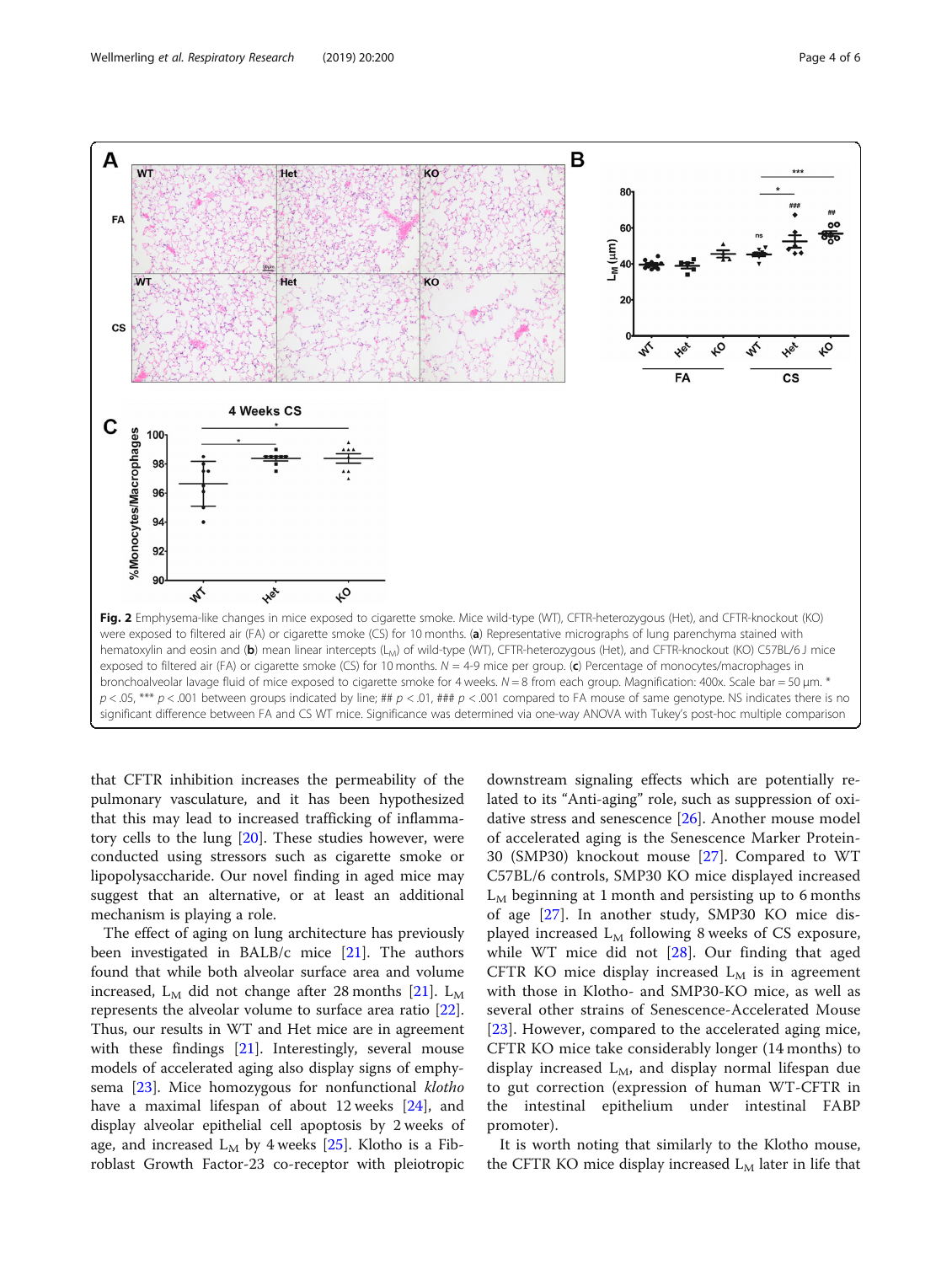**Fig. 2** Emphysema-like changes in mice exposed to cigarette smoke. Mice wild-type (WT), CFTR-heterozygous (Het), and CFTR-knockout (KO) were exposed to filtered air (FA) or cigarette smoke (CS) for 10 months. (**a**) Representative micrographs of lung parenchyma stained with hematoxylin and eosin and (**b**) mean linear intercepts ($L_M$) of wild-type (WT), CFTR-heterozygous (Het), and CFTR-knockout (KO) C57BL/6 J mice exposed to filtered air (FA) or cigarette smoke (CS) for 10 months. $N = 4$-9 mice per group. (**c**) Percentage of monocytes/macrophages in bronchoalveolar lavage fluid of mice exposed to cigarette smoke for 4 weeks. $N = 8$ from each group. Magnification: 400x. Scale bar = 50 μm. * $p < .05$, *** $p < .001$ between groups indicated by line; ## $p < .01$, ### $p < .001$ compared to FA mouse of same genotype. NS indicates there is no significant difference between FA and CS WT mice. Significance was determined via one-way ANOVA with Tukey's post-hoc multiple comparison

that CFTR inhibition increases the permeability of the pulmonary vasculature, and it has been hypothesized that this may lead to increased trafficking of inflammatory cells to the lung [20]. These studies however, were conducted using stressors such as cigarette smoke or lipopolysaccharide. Our novel finding in aged mice may suggest that an alternative, or at least an additional mechanism is playing a role.

The effect of aging on lung architecture has previously been investigated in BALB/c mice [21]. The authors found that while both alveolar surface area and volume increased, $L_M$ did not change after 28 months [21]. $L_M$ represents the alveolar volume to surface area ratio [22]. Thus, our results in WT and Het mice are in agreement with these findings [21]. Interestingly, several mouse models of accelerated aging also display signs of emphysema [23]. Mice homozygous for nonfunctional *klotho* have a maximal lifespan of about 12 weeks [24], and display alveolar epithelial cell apoptosis by 2 weeks of age, and increased $L_M$ by 4 weeks [25]. Klotho is a Fibroblast Growth Factor-23 co-receptor with pleiotropic downstream signaling effects which are potentially related to its "Anti-aging" role, such as suppression of oxidative stress and senescence [26]. Another mouse model of accelerated aging is the Senescence Marker Protein-30 (SMP30) knockout mouse [27]. Compared to WT C57BL/6 controls, SMP30 KO mice displayed increased $L_M$ beginning at 1 month and persisting up to 6 months of age [27]. In another study, SMP30 KO mice displayed increased $L_M$ following 8 weeks of CS exposure, while WT mice did not [28]. Our finding that aged CFTR KO mice display increased $L_M$ is in agreement with those in Klotho- and SMP30-KO mice, as well as several other strains of Senescence-Accelerated Mouse [23]. However, compared to the accelerated aging mice, CFTR KO mice take considerably longer (14 months) to display increased $L_M$, and display normal lifespan due to gut correction (expression of human WT-CFTR in the intestinal epithelium under intestinal FABP promoter).

It is worth noting that similarly to the Klotho mouse, the CFTR KO mice display increased $L_M$ later in life that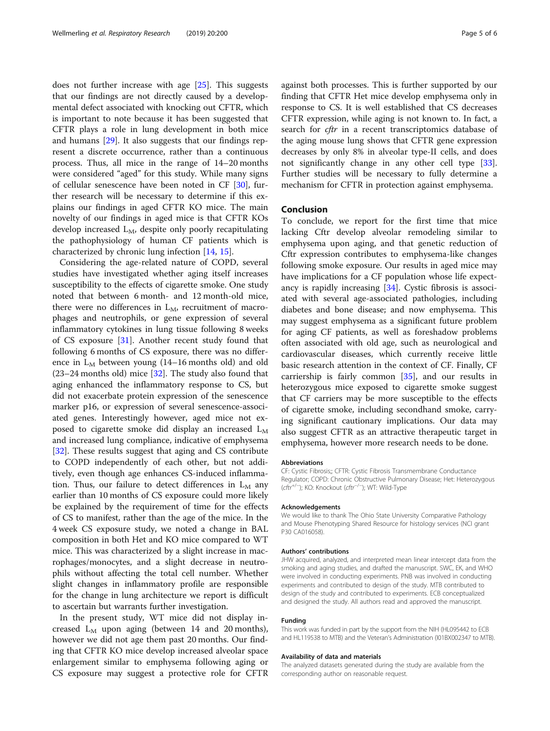does not further increase with age [25]. This suggests that our findings are not directly caused by a developmental defect associated with knocking out CFTR, which is important to note because it has been suggested that CFTR plays a role in lung development in both mice and humans [29]. It also suggests that our findings represent a discrete occurrence, rather than a continuous process. Thus, all mice in the range of 14–20 months were considered "aged" for this study. While many signs of cellular senescence have been noted in CF [30], further research will be necessary to determine if this explains our findings in aged CFTR KO mice. The main novelty of our findings in aged mice is that CFTR KOs develop increased $L_M$, despite only poorly recapitulating the pathophysiology of human CF patients which is characterized by chronic lung infection [14, 15].

Considering the age-related nature of COPD, several studies have investigated whether aging itself increases susceptibility to the effects of cigarette smoke. One study noted that between 6 month- and 12 month-old mice, there were no differences in $L_M$, recruitment of macrophages and neutrophils, or gene expression of several inflammatory cytokines in lung tissue following 8 weeks of CS exposure [31]. Another recent study found that following 6 months of CS exposure, there was no difference in $L_M$ between young (14–16 months old) and old (23–24 months old) mice [32]. The study also found that aging enhanced the inflammatory response to CS, but did not exacerbate protein expression of the senescence marker p16, or expression of several senescence-associated genes. Interestingly however, aged mice not exposed to cigarette smoke did display an increased $L_M$ and increased lung compliance, indicative of emphysema [32]. These results suggest that aging and CS contribute to COPD independently of each other, but not additively, even though age enhances CS-induced inflammation. Thus, our failure to detect differences in $L_M$ any earlier than 10 months of CS exposure could more likely be explained by the requirement of time for the effects of CS to manifest, rather than the age of the mice. In the 4 week CS exposure study, we noted a change in BAL composition in both Het and KO mice compared to WT mice. This was characterized by a slight increase in macrophages/monocytes, and a slight decrease in neutrophils without affecting the total cell number. Whether slight changes in inflammatory profile are responsible for the change in lung architecture we report is difficult to ascertain but warrants further investigation.

In the present study, WT mice did not display increased $L_M$ upon aging (between 14 and 20 months), however we did not age them past 20 months. Our finding that CFTR KO mice develop increased alveolar space enlargement similar to emphysema following aging or CS exposure may suggest a protective role for CFTR against both processes. This is further supported by our finding that CFTR Het mice develop emphysema only in response to CS. It is well established that CS decreases CFTR expression, while aging is not known to. In fact, a search for *cftr* in a recent transcriptomics database of the aging mouse lung shows that CFTR gene expression decreases by only 8% in alveolar type-II cells, and does not significantly change in any other cell type [33]. Further studies will be necessary to fully determine a mechanism for CFTR in protection against emphysema.

## Conclusion

To conclude, we report for the first time that mice lacking Cftr develop alveolar remodeling similar to emphysema upon aging, and that genetic reduction of Cftr expression contributes to emphysema-like changes following smoke exposure. Our results in aged mice may have implications for a CF population whose life expectancy is rapidly increasing [34]. Cystic fibrosis is associated with several age-associated pathologies, including diabetes and bone disease; and now emphysema. This may suggest emphysema as a significant future problem for aging CF patients, as well as foreshadow problems often associated with old age, such as neurological and cardiovascular diseases, which currently receive little basic research attention in the context of CF. Finally, CF carriership is fairly common [35], and our results in heterozygous mice exposed to cigarette smoke suggest that CF carriers may be more susceptible to the effects of cigarette smoke, including secondhand smoke, carrying significant cautionary implications. Our data may also suggest CFTR as an attractive therapeutic target in emphysema, however more research needs to be done.

#### Abbreviations

CF: Cystic Fibrosis;; CFTR: Cystic Fibrosis Transmembrane Conductance Regulator; COPD: Chronic Obstructive Pulmonary Disease; Het: Heterozygous (*cftr*$^{+/-}$); KO: Knockout (*cftr*$^{-/-}$); WT: Wild-Type

#### Acknowledgements

We would like to thank The Ohio State University Comparative Pathology and Mouse Phenotyping Shared Resource for histology services (NCI grant P30 CA016058).

#### Authors' contributions

JHW acquired, analyzed, and interpreted mean linear intercept data from the smoking and aging studies, and drafted the manuscript. SWC, EK, and WHO were involved in conducting experiments. PNB was involved in conducting experiments and contributed to design of the study. MTB contributed to design of the study and contributed to experiments. ECB conceptualized and designed the study. All authors read and approved the manuscript.

#### Funding

This work was funded in part by the support from the NIH (HL095442 to ECB and HL119538 to MTB) and the Veteran's Administration (I01BX002347 to MTB).

#### Availability of data and materials

The analyzed datasets generated during the study are available from the corresponding author on reasonable request.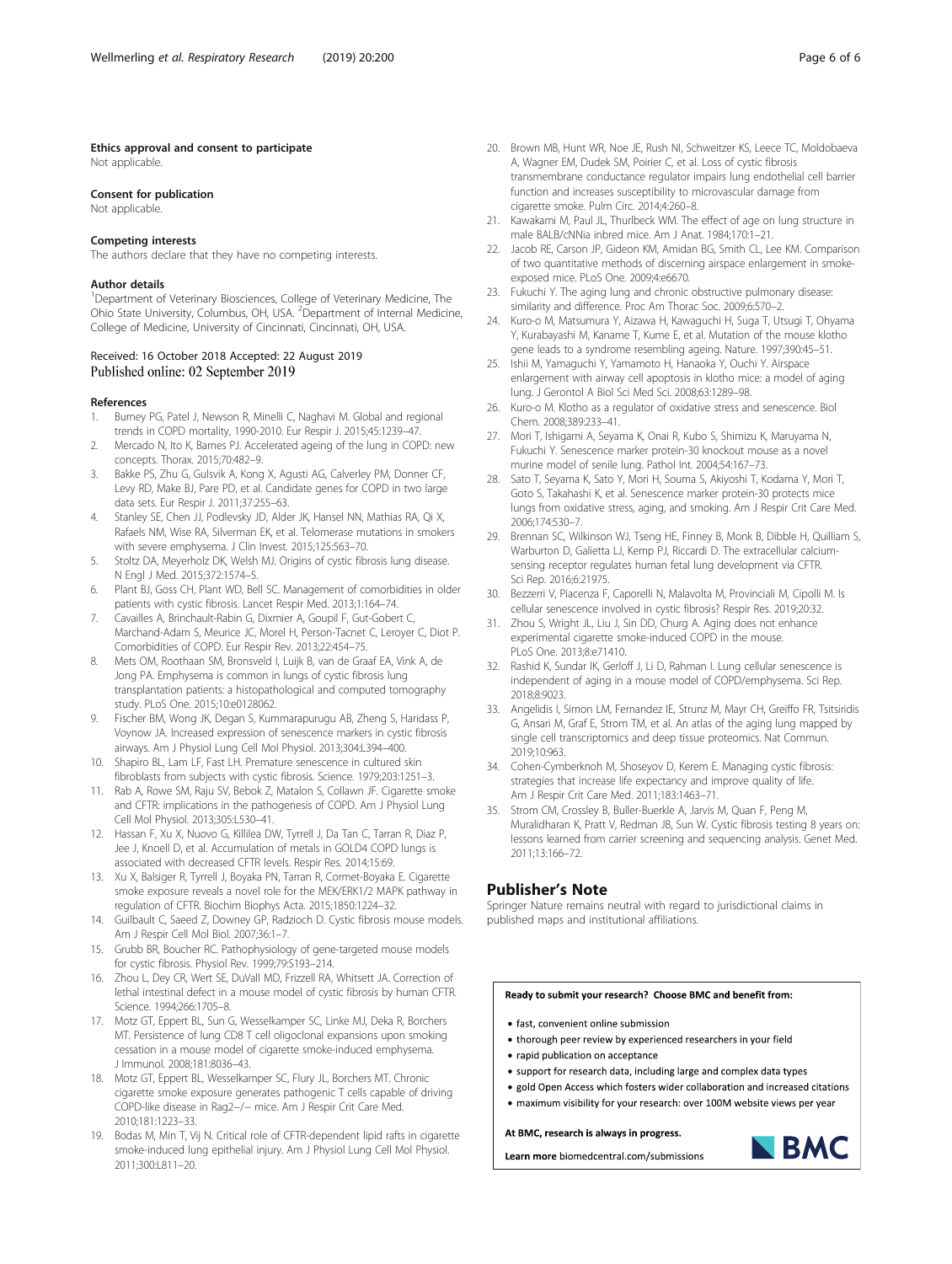#### Ethics approval and consent to participate
Not applicable.

#### Consent for publication
Not applicable.

#### Competing interests
The authors declare that they have no competing interests.

#### Author details
[1]Department of Veterinary Biosciences, College of Veterinary Medicine, The Ohio State University, Columbus, OH, USA. [2]Department of Internal Medicine, College of Medicine, University of Cincinnati, Cincinnati, OH, USA.

Received: 16 October 2018 Accepted: 22 August 2019
Published online: 02 September 2019

#### References
1. Burney PG, Patel J, Newson R, Minelli C, Naghavi M. Global and regional trends in COPD mortality, 1990-2010. Eur Respir J. 2015;45:1239–47.
2. Mercado N, Ito K, Barnes PJ. Accelerated ageing of the lung in COPD: new concepts. Thorax. 2015;70:482–9.
3. Bakke PS, Zhu G, Gulsvik A, Kong X, Agusti AG, Calverley PM, Donner CF, Levy RD, Make BJ, Pare PD, et al. Candidate genes for COPD in two large data sets. Eur Respir J. 2011;37:255–63.
4. Stanley SE, Chen JJ, Podlevsky JD, Alder JK, Hansel NN, Mathias RA, Qi X, Rafaels NM, Wise RA, Silverman EK, et al. Telomerase mutations in smokers with severe emphysema. J Clin Invest. 2015;125:563–70.
5. Stoltz DA, Meyerholz DK, Welsh MJ. Origins of cystic fibrosis lung disease. N Engl J Med. 2015;372:1574–5.
6. Plant BJ, Goss CH, Plant WD, Bell SC. Management of comorbidities in older patients with cystic fibrosis. Lancet Respir Med. 2013;1:164–74.
7. Cavailles A, Brinchault-Rabin G, Dixmier A, Goupil F, Gut-Gobert C, Marchand-Adam S, Meurice JC, Morel H, Person-Tacnet C, Leroyer C, Diot P. Comorbidities of COPD. Eur Respir Rev. 2013;22:454–75.
8. Mets OM, Roothaan SM, Bronsveld I, Luijk B, van de Graaf EA, Vink A, de Jong PA. Emphysema is common in lungs of cystic fibrosis lung transplantation patients: a histopathological and computed tomography study. PLoS One. 2015;10:e0128062.
9. Fischer BM, Wong JK, Degan S, Kummarapurugu AB, Zheng S, Haridass P, Voynow JA. Increased expression of senescence markers in cystic fibrosis airways. Am J Physiol Lung Cell Mol Physiol. 2013;304:L394–400.
10. Shapiro BL, Lam LF, Fast LH. Premature senescence in cultured skin fibroblasts from subjects with cystic fibrosis. Science. 1979;203:1251–3.
11. Rab A, Rowe SM, Raju SV, Bebok Z, Matalon S, Collawn JF. Cigarette smoke and CFTR: implications in the pathogenesis of COPD. Am J Physiol Lung Cell Mol Physiol. 2013;305:L530–41.
12. Hassan F, Xu X, Nuovo G, Killilea DW, Tyrrell J, Da Tan C, Tarran R, Diaz P, Jee J, Knoell D, et al. Accumulation of metals in GOLD4 COPD lungs is associated with decreased CFTR levels. Respir Res. 2014;15:69.
13. Xu X, Balsiger R, Tyrrell J, Boyaka PN, Tarran R, Cormet-Boyaka E. Cigarette smoke exposure reveals a novel role for the MEK/ERK1/2 MAPK pathway in regulation of CFTR. Biochim Biophys Acta. 2015;1850:1224–32.
14. Guilbault C, Saeed Z, Downey GP, Radzioch D. Cystic fibrosis mouse models. Am J Respir Cell Mol Biol. 2007;36:1–7.
15. Grubb BR, Boucher RC. Pathophysiology of gene-targeted mouse models for cystic fibrosis. Physiol Rev. 1999;79:S193–214.
16. Zhou L, Dey CR, Wert SE, DuVall MD, Frizzell RA, Whitsett JA. Correction of lethal intestinal defect in a mouse model of cystic fibrosis by human CFTR. Science. 1994;266:1705–8.
17. Motz GT, Eppert BL, Sun G, Wesselkamper SC, Linke MJ, Deka R, Borchers MT. Persistence of lung CD8 T cell oligoclonal expansions upon smoking cessation in a mouse model of cigarette smoke-induced emphysema. J Immunol. 2008;181:8036–43.
18. Motz GT, Eppert BL, Wesselkamper SC, Flury JL, Borchers MT. Chronic cigarette smoke exposure generates pathogenic T cells capable of driving COPD-like disease in Rag2−/− mice. Am J Respir Crit Care Med. 2010;181:1223–33.
19. Bodas M, Min T, Vij N. Critical role of CFTR-dependent lipid rafts in cigarette smoke-induced lung epithelial injury. Am J Physiol Lung Cell Mol Physiol. 2011;300:L811–20.
20. Brown MB, Hunt WR, Noe JE, Rush NI, Schweitzer KS, Leece TC, Moldobaeva A, Wagner EM, Dudek SM, Poirier C, et al. Loss of cystic fibrosis transmembrane conductance regulator impairs lung endothelial cell barrier function and increases susceptibility to microvascular damage from cigarette smoke. Pulm Circ. 2014;4:260–8.
21. Kawakami M, Paul JL, Thurlbeck WM. The effect of age on lung structure in male BALB/cNNia inbred mice. Am J Anat. 1984;170:1–21.
22. Jacob RE, Carson JP, Gideon KM, Amidan BG, Smith CL, Lee KM. Comparison of two quantitative methods of discerning airspace enlargement in smoke-exposed mice. PLoS One. 2009;4:e6670.
23. Fukuchi Y. The aging lung and chronic obstructive pulmonary disease: similarity and difference. Proc Am Thorac Soc. 2009;6:570–2.
24. Kuro-o M, Matsumura Y, Aizawa H, Kawaguchi H, Suga T, Utsugi T, Ohyama Y, Kurabayashi M, Kaname T, Kume E, et al. Mutation of the mouse klotho gene leads to a syndrome resembling ageing. Nature. 1997;390:45–51.
25. Ishii M, Yamaguchi Y, Yamamoto H, Hanaoka Y, Ouchi Y. Airspace enlargement with airway cell apoptosis in klotho mice: a model of aging lung. J Gerontol A Biol Sci Med Sci. 2008;63:1289–98.
26. Kuro-o M. Klotho as a regulator of oxidative stress and senescence. Biol Chem. 2008;389:233–41.
27. Mori T, Ishigami A, Seyama K, Onai R, Kubo S, Shimizu K, Maruyama N, Fukuchi Y. Senescence marker protein-30 knockout mouse as a novel murine model of senile lung. Pathol Int. 2004;54:167–73.
28. Sato T, Seyama K, Sato Y, Mori H, Souma S, Akiyoshi T, Kodama Y, Mori T, Goto S, Takahashi K, et al. Senescence marker protein-30 protects mice lungs from oxidative stress, aging, and smoking. Am J Respir Crit Care Med. 2006;174:530–7.
29. Brennan SC, Wilkinson WJ, Tseng HE, Finney B, Monk B, Dibble H, Quilliam S, Warburton D, Galietta LJ, Kemp PJ, Riccardi D. The extracellular calcium-sensing receptor regulates human fetal lung development via CFTR. Sci Rep. 2016;6:21975.
30. Bezzerri V, Piacenza F, Caporelli N, Malavolta M, Provinciali M, Cipolli M. Is cellular senescence involved in cystic fibrosis? Respir Res. 2019;20:32.
31. Zhou S, Wright JL, Liu J, Sin DD, Churg A. Aging does not enhance experimental cigarette smoke-induced COPD in the mouse. PLoS One. 2013;8:e71410.
32. Rashid K, Sundar IK, Gerloff J, Li D, Rahman I. Lung cellular senescence is independent of aging in a mouse model of COPD/emphysema. Sci Rep. 2018;8:9023.
33. Angelidis I, Simon LM, Fernandez IE, Strunz M, Mayr CH, Greiffo FR, Tsitsiridis G, Ansari M, Graf E, Strom TM, et al. An atlas of the aging lung mapped by single cell transcriptomics and deep tissue proteomics. Nat Commun. 2019;10:963.
34. Cohen-Cymberknoh M, Shoseyov D, Kerem E. Managing cystic fibrosis: strategies that increase life expectancy and improve quality of life. Am J Respir Crit Care Med. 2011;183:1463–71.
35. Strom CM, Crossley B, Buller-Buerkle A, Jarvis M, Quan F, Peng M, Muralidharan K, Pratt V, Redman JB, Sun W. Cystic fibrosis testing 8 years on: lessons learned from carrier screening and sequencing analysis. Genet Med. 2011;13:166–72.

## Publisher's Note
Springer Nature remains neutral with regard to jurisdictional claims in published maps and institutional affiliations.

**Ready to submit your research? Choose BMC and benefit from:**

- fast, convenient online submission
- thorough peer review by experienced researchers in your field
- rapid publication on acceptance
- support for research data, including large and complex data types
- gold Open Access which fosters wider collaboration and increased citations
- maximum visibility for your research: over 100M website views per year

**At BMC, research is always in progress.**

**Learn more** biomedcentral.com/submissions

BMC